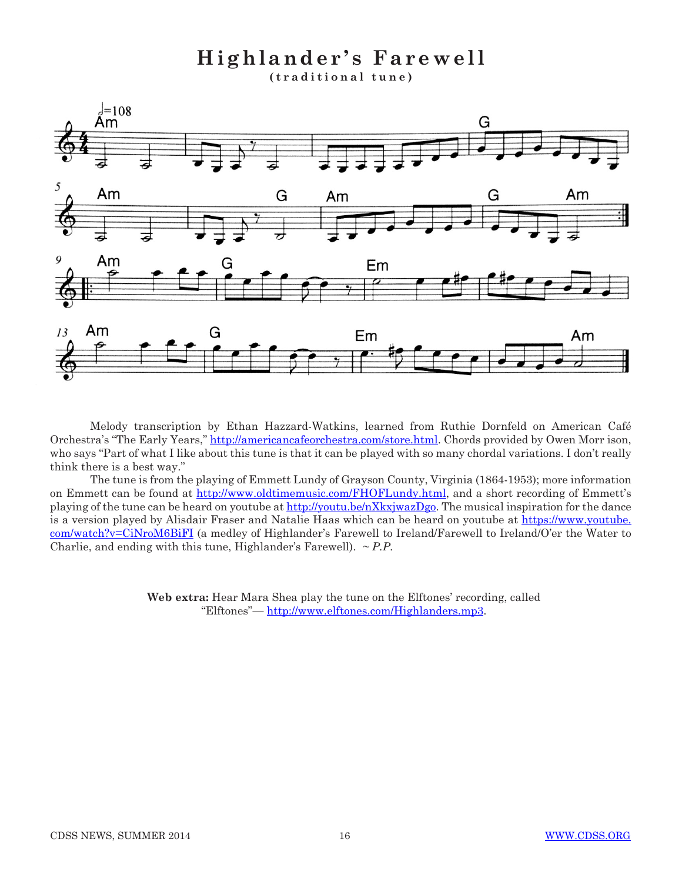# Highlander's Farewell

**(traditional tune)**

Melody transcription by Ethan Hazzard-Watkins, learned from Ruthie Dornfeld on American Café Orchestra's "The Early Years," http://americancafeorchestra.com/store.html. Chords provided by Owen Morr ison, who says "Part of what I like about this tune is that it can be played with so many chordal variations. I don't really think there is a best way."

The tune is from the playing of Emmett Lundy of Grayson County, Virginia (1864-1953); more information on Emmett can be found at http://www.oldtimemusic.com/FHOFLundy.html, and a short recording of Emmett's playing of the tune can be heard on youtube at http://youtu.be/nXkxjwazDgo. The musical inspiration for the dance is a version played by Alisdair Fraser and Natalie Haas which can be heard on youtube at https://www.youtube.com/watch?v=CiNroM6BiFI (a medley of Highlander's Farewell to Ireland/Farewell to Ireland/O'er the Water to Charlie, and ending with this tune, Highlander's Farewell). *~ P.P.*

**Web extra:** Hear Mara Shea play the tune on the Elftones' recording, called "Elftones"— http://www.elftones.com/Highlanders.mp3.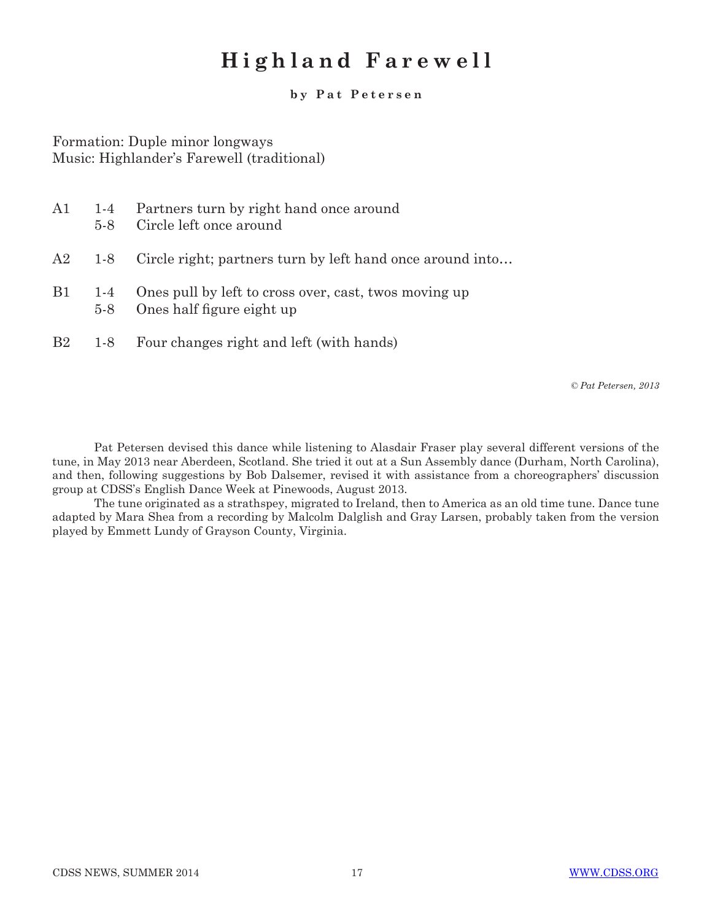# Highland Farewell

**by Pat Petersen**

Formation: Duple minor longways
Music: Highlander's Farewell (traditional)

| | | |
|---|---|---|
| A1 | 1-4 | Partners turn by right hand once around |
| | 5-8 | Circle left once around |
| A2 | 1-8 | Circle right; partners turn by left hand once around into… |
| B1 | 1-4 | Ones pull by left to cross over, cast, twos moving up |
| | 5-8 | Ones half figure eight up |
| B2 | 1-8 | Four changes right and left (with hands) |

*© Pat Petersen, 2013*

Pat Petersen devised this dance while listening to Alasdair Fraser play several different versions of the tune, in May 2013 near Aberdeen, Scotland. She tried it out at a Sun Assembly dance (Durham, North Carolina), and then, following suggestions by Bob Dalsemer, revised it with assistance from a choreographers' discussion group at CDSS's English Dance Week at Pinewoods, August 2013.

The tune originated as a strathspey, migrated to Ireland, then to America as an old time tune. Dance tune adapted by Mara Shea from a recording by Malcolm Dalglish and Gray Larsen, probably taken from the version played by Emmett Lundy of Grayson County, Virginia.